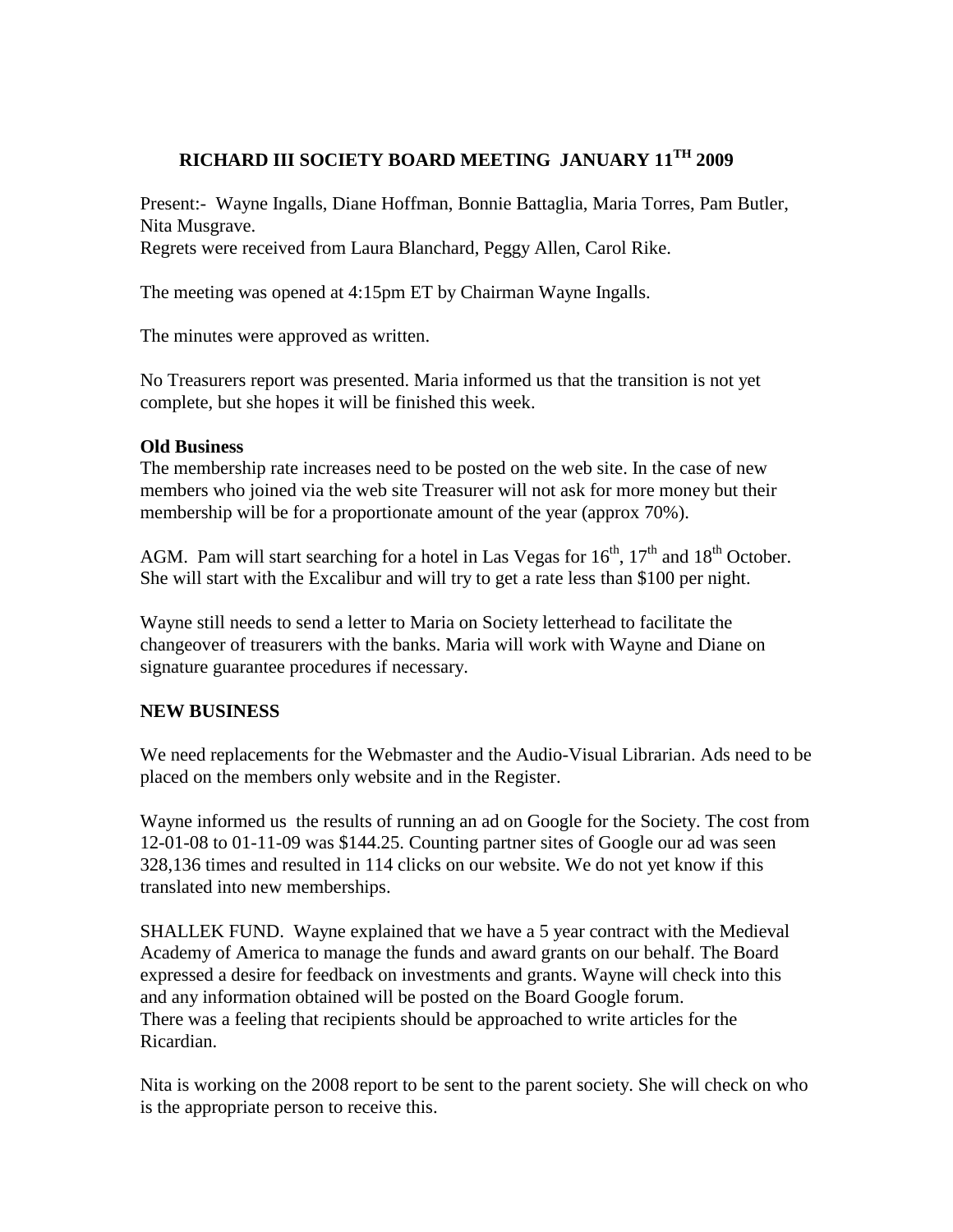# RICHARD III SOCIETY BOARD MEETING JANUARY 11TH 2009

Present:- Wayne Ingalls, Diane Hoffman, Bonnie Battaglia, Maria Torres, Pam Butler, Nita Musgrave.
Regrets were received from Laura Blanchard, Peggy Allen, Carol Rike.

The meeting was opened at 4:15pm ET by Chairman Wayne Ingalls.

The minutes were approved as written.

No Treasurers report was presented. Maria informed us that the transition is not yet complete, but she hopes it will be finished this week.

**Old Business**

The membership rate increases need to be posted on the web site. In the case of new members who joined via the web site Treasurer will not ask for more money but their membership will be for a proportionate amount of the year (approx 70%).

AGM. Pam will start searching for a hotel in Las Vegas for 16th, 17th and 18th October. She will start with the Excalibur and will try to get a rate less than $100 per night.

Wayne still needs to send a letter to Maria on Society letterhead to facilitate the changeover of treasurers with the banks. Maria will work with Wayne and Diane on signature guarantee procedures if necessary.

**NEW BUSINESS**

We need replacements for the Webmaster and the Audio-Visual Librarian. Ads need to be placed on the members only website and in the Register.

Wayne informed us the results of running an ad on Google for the Society. The cost from 12-01-08 to 01-11-09 was $144.25. Counting partner sites of Google our ad was seen 328,136 times and resulted in 114 clicks on our website. We do not yet know if this translated into new memberships.

SHALLEK FUND. Wayne explained that we have a 5 year contract with the Medieval Academy of America to manage the funds and award grants on our behalf. The Board expressed a desire for feedback on investments and grants. Wayne will check into this and any information obtained will be posted on the Board Google forum.
There was a feeling that recipients should be approached to write articles for the Ricardian.

Nita is working on the 2008 report to be sent to the parent society. She will check on who is the appropriate person to receive this.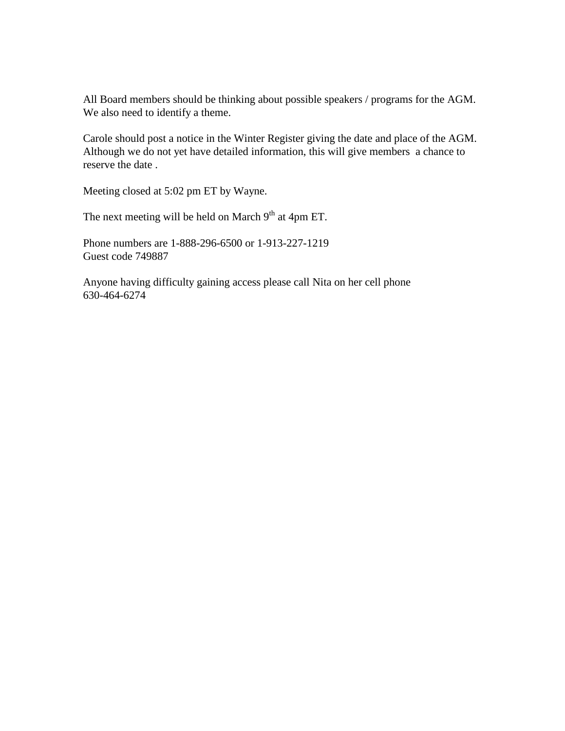All Board members should be thinking about possible speakers / programs for the AGM. We also need to identify a theme.

Carole should post a notice in the Winter Register giving the date and place of the AGM. Although we do not yet have detailed information, this will give members a chance to reserve the date .

Meeting closed at 5:02 pm ET by Wayne.

The next meeting will be held on March 9th at 4pm ET.

Phone numbers are 1-888-296-6500 or 1-913-227-1219
Guest code 749887

Anyone having difficulty gaining access please call Nita on her cell phone
630-464-6274